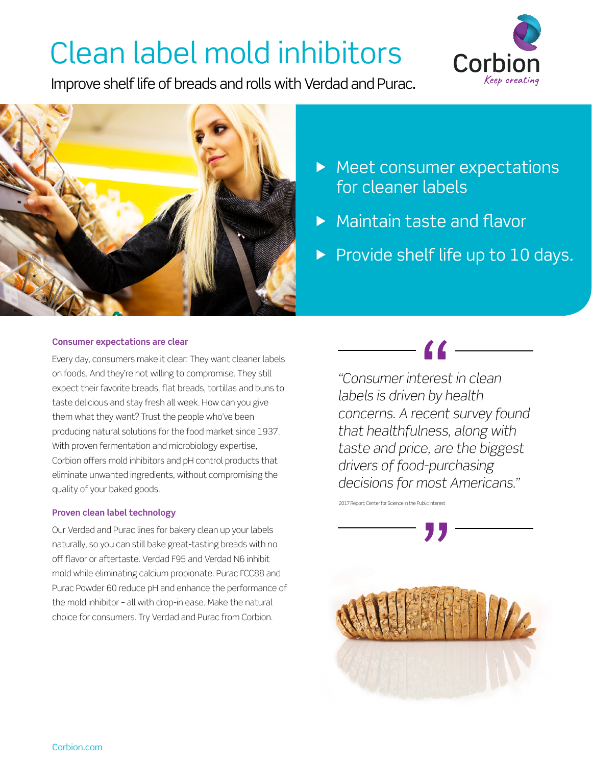# Clean label mold inhibitors

Improve shelf life of breads and rolls with Verdad and Purac.

- Meet consumer expectations for cleaner labels
- Maintain taste and flavor
- Provide shelf life up to 10 days.

### Consumer expectations are clear

Every day, consumers make it clear: They want cleaner labels on foods. And they're not willing to compromise. They still expect their favorite breads, flat breads, tortillas and buns to taste delicious and stay fresh all week. How can you give them what they want? Trust the people who've been producing natural solutions for the food market since 1937. With proven fermentation and microbiology expertise, Corbion offers mold inhibitors and pH control products that eliminate unwanted ingredients, without compromising the quality of your baked goods.

### Proven clean label technology

Our Verdad and Purac lines for bakery clean up your labels naturally, so you can still bake great-tasting breads with no off flavor or aftertaste. Verdad F95 and Verdad N6 inhibit mold while eliminating calcium propionate. Purac FCC88 and Purac Powder 60 reduce pH and enhance the performance of the mold inhibitor - all with drop-in ease. Make the natural choice for consumers. Try Verdad and Purac from Corbion.

> *"Consumer interest in clean labels is driven by health concerns. A recent survey found that healthfulness, along with taste and price, are the biggest drivers of food-purchasing decisions for most Americans."*
>
> 2017 Report; Center for Science in the Public Interest

Corbion.com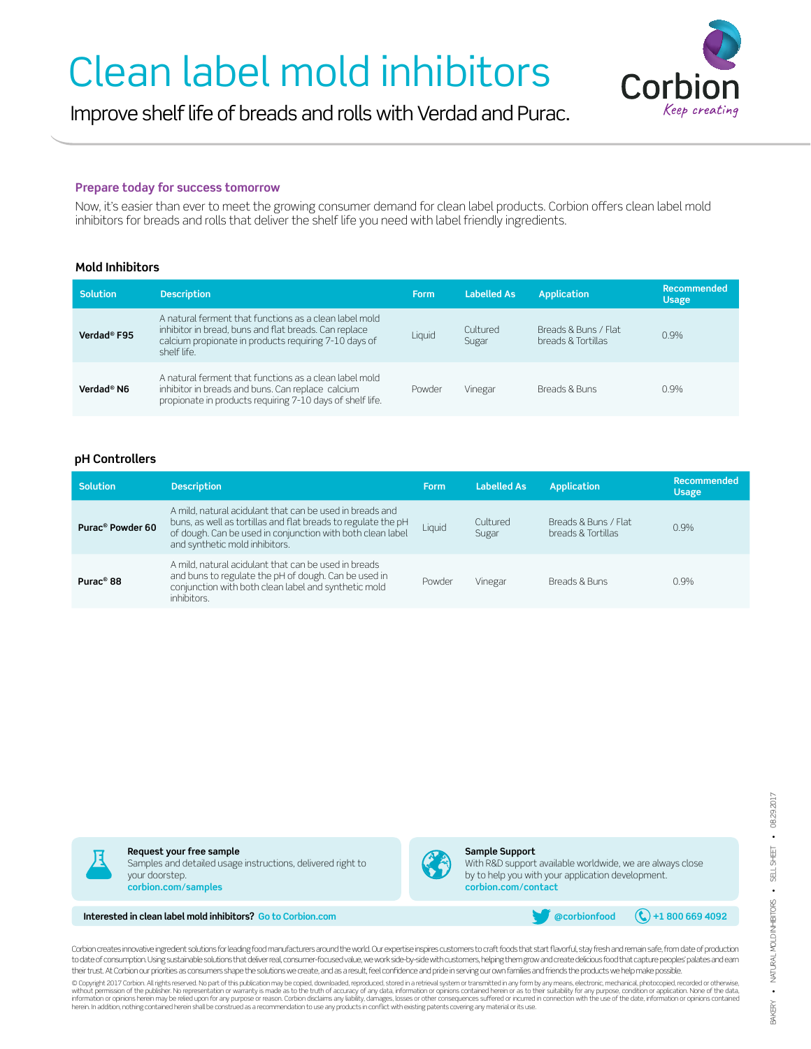# Clean label mold inhibitors

Improve shelf life of breads and rolls with Verdad and Purac.

Corbion
*Keep creating*

### Prepare today for success tomorrow

Now, it's easier than ever to meet the growing consumer demand for clean label products. Corbion offers clean label mold inhibitors for breads and rolls that deliver the shelf life you need with label friendly ingredients.

### Mold Inhibitors

| Solution | Description | Form | Labelled As | Application | Recommended Usage |
|---|---|---|---|---|---|
| **Verdad® F95** | A natural ferment that functions as a clean label mold inhibitor in bread, buns and flat breads. Can replace calcium propionate in products requiring 7-10 days of shelf life. | Liquid | Cultured Sugar | Breads & Buns / Flat breads & Tortillas | 0.9% |
| **Verdad® N6** | A natural ferment that functions as a clean label mold inhibitor in breads and buns. Can replace calcium propionate in products requiring 7-10 days of shelf life. | Powder | Vinegar | Breads & Buns | 0.9% |

### pH Controllers

| Solution | Description | Form | Labelled As | Application | Recommended Usage |
|---|---|---|---|---|---|
| **Purac® Powder 60** | A mild, natural acidulant that can be used in breads and buns, as well as tortillas and flat breads to regulate the pH of dough. Can be used in conjunction with both clean label and synthetic mold inhibitors. | Liquid | Cultured Sugar | Breads & Buns / Flat breads & Tortillas | 0.9% |
| **Purac® 88** | A mild, natural acidulant that can be used in breads and buns to regulate the pH of dough. Can be used in conjunction with both clean label and synthetic mold inhibitors. | Powder | Vinegar | Breads & Buns | 0.9% |

**Request your free sample**
Samples and detailed usage instructions, delivered right to your doorstep.
**corbion.com/samples**

**Sample Support**
With R&D support available worldwide, we are always close by to help you with your application development.
**corbion.com/contact**

**Interested in clean label mold inhibitors?** Go to Corbion.com

@corbionfood

+1 800 669 4092

Corbion creates innovative ingredient solutions for leading food manufacturers around the world. Our expertise inspires customers to craft foods that start flavorful, stay fresh and remain safe, from date of production to date of consumption. Using sustainable solutions that deliver real, consumer-focused value, we work side-by-side with customers, helping them grow and create delicious food that capture peoples' palates and earn their trust. At Corbion our priorities as consumers shape the solutions we create, and as a result, feel confidence and pride in serving our own families and friends the products we help make possible.

© Copyright 2017 Corbion. All rights reserved. No part of this publication may be copied, downloaded, reproduced, stored in a retrieval system or transmitted in any form by any means, electronic, mechanical, photocopied, recorded or otherwise, without permission of the publisher. No representation or warranty is made as to the truth of accuracy of any data, information or opinions contained herein or as to their suitability for any purpose, condition or application. None of the data, information or opinions herein may be relied upon for any purpose or reason. Corbion disclaims any liability, damages, losses or other consequences suffered or incurred in connection with the use of the date, information or opinions contained herein. In addition, nothing contained herein shall be construed as a recommendation to use any products in conflict with existing patents covering any material or its use.

BAKERY • NATURAL MOLD INHIBITORS • SELL SHEET • 08.29.2017